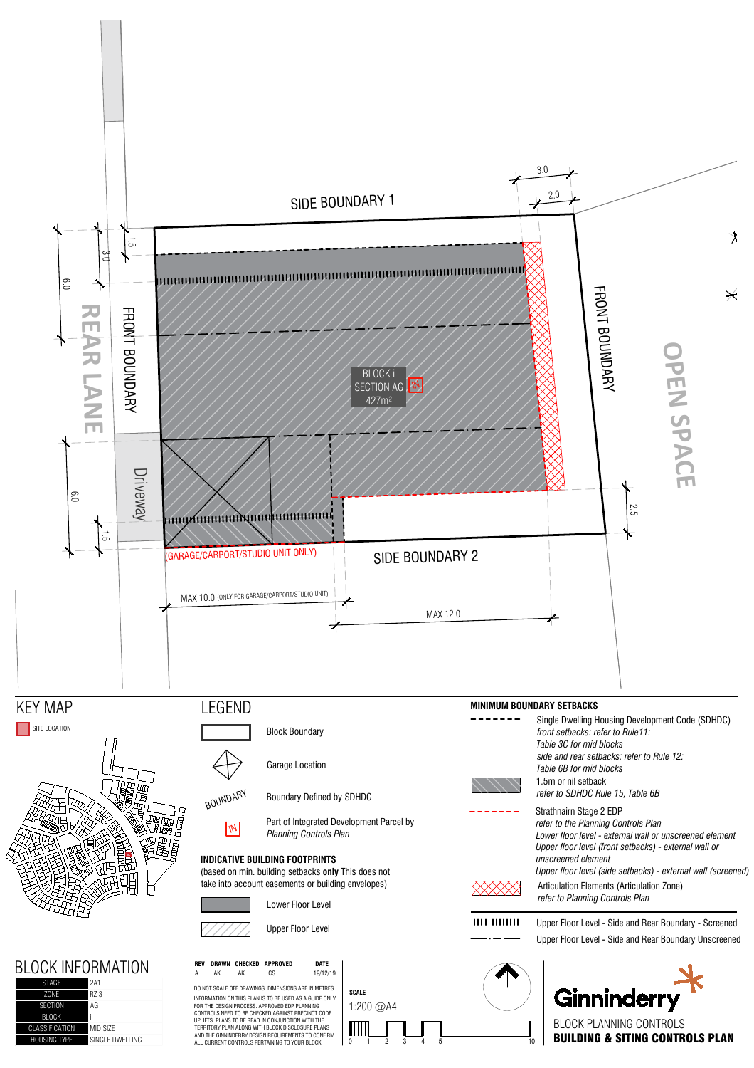SIDE BOUNDARY 1

REAR LANE

FRONT BOUNDARY

Driveway

BLOCK i
SECTION AG
427m²

IN

FRONT BOUNDARY

OPEN SPACE

SIDE BOUNDARY 2

(GARAGE/CARPORT/STUDIO UNIT ONLY)

MAX 10.0 (ONLY FOR GARAGE/CARPORT/STUDIO UNIT)

MAX 12.0

3.0
2.0
1.5
3.0
6.0
6.0
1.5
2.5

## KEY MAP

SITE LOCATION

## LEGEND

- Block Boundary
- Garage Location
- BOUNDARY — Boundary Defined by SDHDC
- IN — Part of Integrated Development Parcel by *Planning Controls Plan*

**INDICATIVE BUILDING FOOTPRINTS**
(based on min. building setbacks **only** This does not take into account easements or building envelopes)

- Lower Floor Level
- Upper Floor Level

**MINIMUM BOUNDARY SETBACKS**

- Single Dwelling Housing Development Code (SDHDC)
  *front setbacks: refer to Rule11: Table 3C for mid blocks*
  *side and rear setbacks: refer to Rule 12: Table 6B for mid blocks*
- 1.5m or nil setback
  *refer to SDHDC Rule 15, Table 6B*
- Strathnairn Stage 2 EDP
  *refer to the Planning Controls Plan*
  *Lower floor level - external wall or unscreened element*
  *Upper floor level (front setbacks) - external wall or unscreened element*
  *Upper floor level (side setbacks) - external wall (screened)*
- Articulation Elements (Articulation Zone)
  *refer to Planning Controls Plan*
- Upper Floor Level - Side and Rear Boundary - Screened
- Upper Floor Level - Side and Rear Boundary Unscreened

## BLOCK INFORMATION

| | |
|---|---|
| STAGE | 2A1 |
| ZONE | RZ 3 |
| SECTION | AG |
| BLOCK | i |
| CLASSIFICATION | MID SIZE |
| HOUSING TYPE | SINGLE DWELLING |

| REV | DRAWN | CHECKED | APPROVED | DATE |
|---|---|---|---|---|
| A | AK | AK | CS | 19/12/19 |

DO NOT SCALE OFF DRAWINGS. DIMENSIONS ARE IN METRES.
INFORMATION ON THIS PLAN IS TO BE USED AS A GUIDE ONLY FOR THE DESIGN PROCESS. APPROVED EDP PLANNING CONTROLS NEED TO BE CHECKED AGAINST PRECINCT CODE UPLIFTS. PLANS TO BE READ IN CONJUNCTION WITH THE TERRITORY PLAN ALONG WITH BLOCK DISCLOSURE PLANS AND THE GINNINDERRY DESIGN REQUIREMENTS TO CONFIRM ALL CURRENT CONTROLS PERTAINING TO YOUR BLOCK.

**SCALE**
1:200 @A4

0 1 2 3 4 5 10

Ginninderry

BLOCK PLANNING CONTROLS
**BUILDING & SITING CONTROLS PLAN**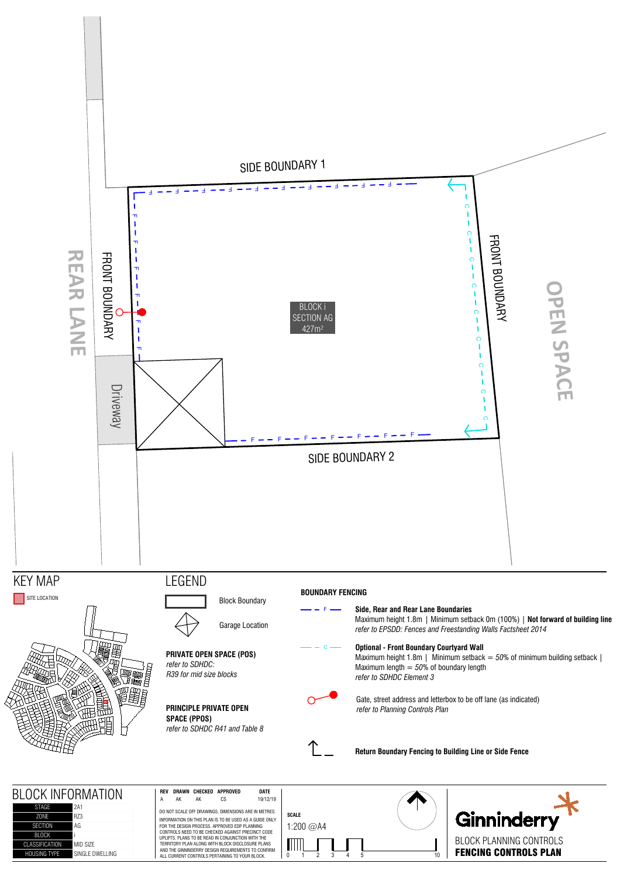SIDE BOUNDARY 1

REAR LANE

FRONT BOUNDARY

BLOCK i
SECTION AG
427m²

FRONT BOUNDARY

OPEN SPACE

Driveway

SIDE BOUNDARY 2

## KEY MAP

SITE LOCATION

## LEGEND

Block Boundary

Garage Location

**PRIVATE OPEN SPACE (POS)**
*refer to SDHDC:*
*R39 for mid size blocks*

**PRINCIPLE PRIVATE OPEN SPACE (PPOS)**
*refer to SDHDC R41 and Table 8*

**BOUNDARY FENCING**

**Side, Rear and Rear Lane Boundaries**
Maximum height 1.8m | Minimum setback 0m (100%) | **Not forward of building line**
*refer to EPSDD: Fences and Freestanding Walls Factsheet 2014*

**Optional - Front Boundary Courtyard Wall**
Maximum height 1.8m | Minimum setback = *50%* of minimum building setback |
Maximum length = *50%* of boundary length
*refer to SDHDC Element 3*

Gate, street address and letterbox to be off lane (as indicated)
*refer to Planning Controls Plan*

**Return Boundary Fencing to Building Line or Side Fence**

## BLOCK INFORMATION

| | |
|---|---|
| STAGE | 2A1 |
| ZONE | RZ3 |
| SECTION | AG |
| BLOCK | i |
| CLASSIFICATION | MID SIZE |
| HOUSING TYPE | SINGLE DWELLING |

| REV | DRAWN | CHECKED | APPROVED | DATE |
|---|---|---|---|---|
| A | AK | AK | CS | 19/12/19 |

DO NOT SCALE OFF DRAWINGS. DIMENSIONS ARE IN METRES.
INFORMATION ON THIS PLAN IS TO BE USED AS A GUIDE ONLY FOR THE DESIGN PROCESS. APPROVED EDP PLANNING CONTROLS NEED TO BE CHECKED AGAINST PRECINCT CODE UPLIFTS. PLANS TO BE READ IN CONJUNCTION WITH THE TERRITORY PLAN ALONG WITH BLOCK DISCLOSURE PLANS AND THE GINNINDERRY DESIGN REQUIREMENTS TO CONFIRM ALL CURRENT CONTROLS PERTAINING TO YOUR BLOCK.

SCALE
1:200 @A4

0 1 2 3 4 5 10

Ginninderry
BLOCK PLANNING CONTROLS
**FENCING CONTROLS PLAN**